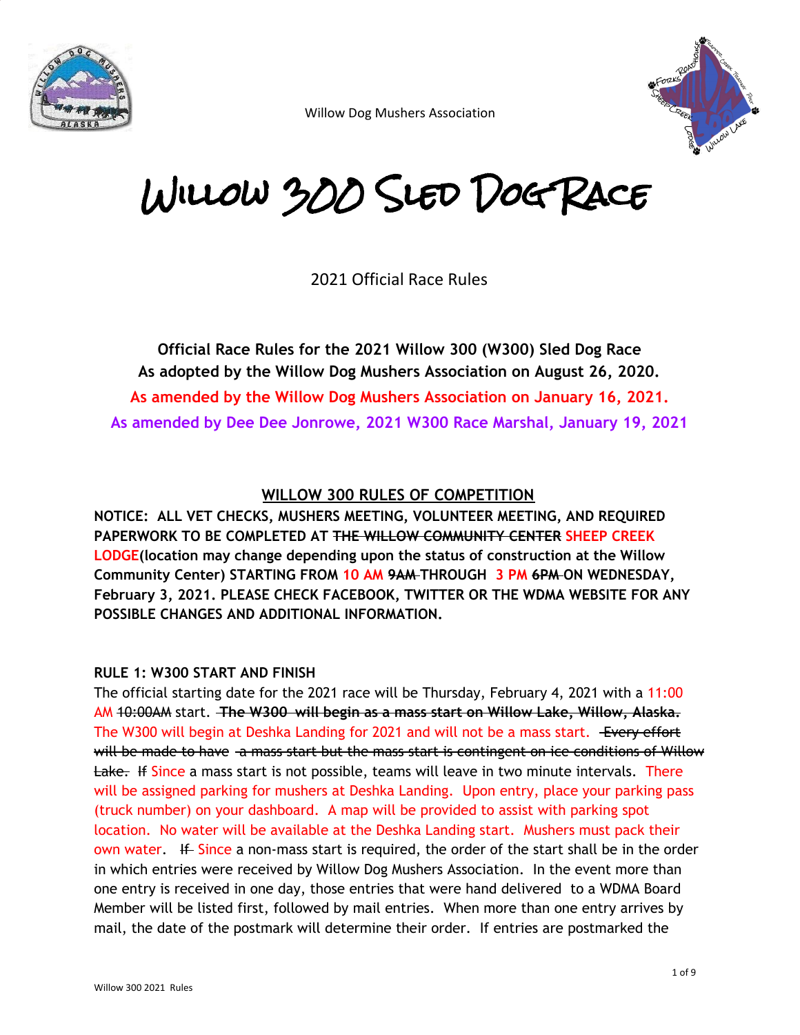Willow Dog Mushers Association

# Willow 300 Sled Dog Race

2021 Official Race Rules

**Official Race Rules for the 2021 Willow 300 (W300) Sled Dog Race**
**As adopted by the Willow Dog Mushers Association on August 26, 2020.**
**As amended by the Willow Dog Mushers Association on January 16, 2021.**
**As amended by Dee Dee Jonrowe, 2021 W300 Race Marshal, January 19, 2021**

## WILLOW 300 RULES OF COMPETITION

**NOTICE: ALL VET CHECKS, MUSHERS MEETING, VOLUNTEER MEETING, AND REQUIRED PAPERWORK TO BE COMPLETED AT ~~THE WILLOW COMMUNITY CENTER~~ SHEEP CREEK LODGE(location may change depending upon the status of construction at the Willow Community Center) STARTING FROM 10 AM ~~9AM~~ THROUGH 3 PM ~~6PM~~ ON WEDNESDAY, February 3, 2021. PLEASE CHECK FACEBOOK, TWITTER OR THE WDMA WEBSITE FOR ANY POSSIBLE CHANGES AND ADDITIONAL INFORMATION.**

### RULE 1: W300 START AND FINISH

The official starting date for the 2021 race will be Thursday, February 4, 2021 with a 11:00 AM ~~10:00AM~~ start. ~~**The W300 will begin as a mass start on Willow Lake, Willow, Alaska.**~~ The W300 will begin at Deshka Landing for 2021 and will not be a mass start. ~~Every effort will be made to have a mass start but the mass start is contingent on ice conditions of Willow Lake.~~ ~~If~~ Since a mass start is not possible, teams will leave in two minute intervals. There will be assigned parking for mushers at Deshka Landing. Upon entry, place your parking pass (truck number) on your dashboard. A map will be provided to assist with parking spot location. No water will be available at the Deshka Landing start. Mushers must pack their own water. ~~If~~ Since a non-mass start is required, the order of the start shall be in the order in which entries were received by Willow Dog Mushers Association. In the event more than one entry is received in one day, those entries that were hand delivered to a WDMA Board Member will be listed first, followed by mail entries. When more than one entry arrives by mail, the date of the postmark will determine their order. If entries are postmarked the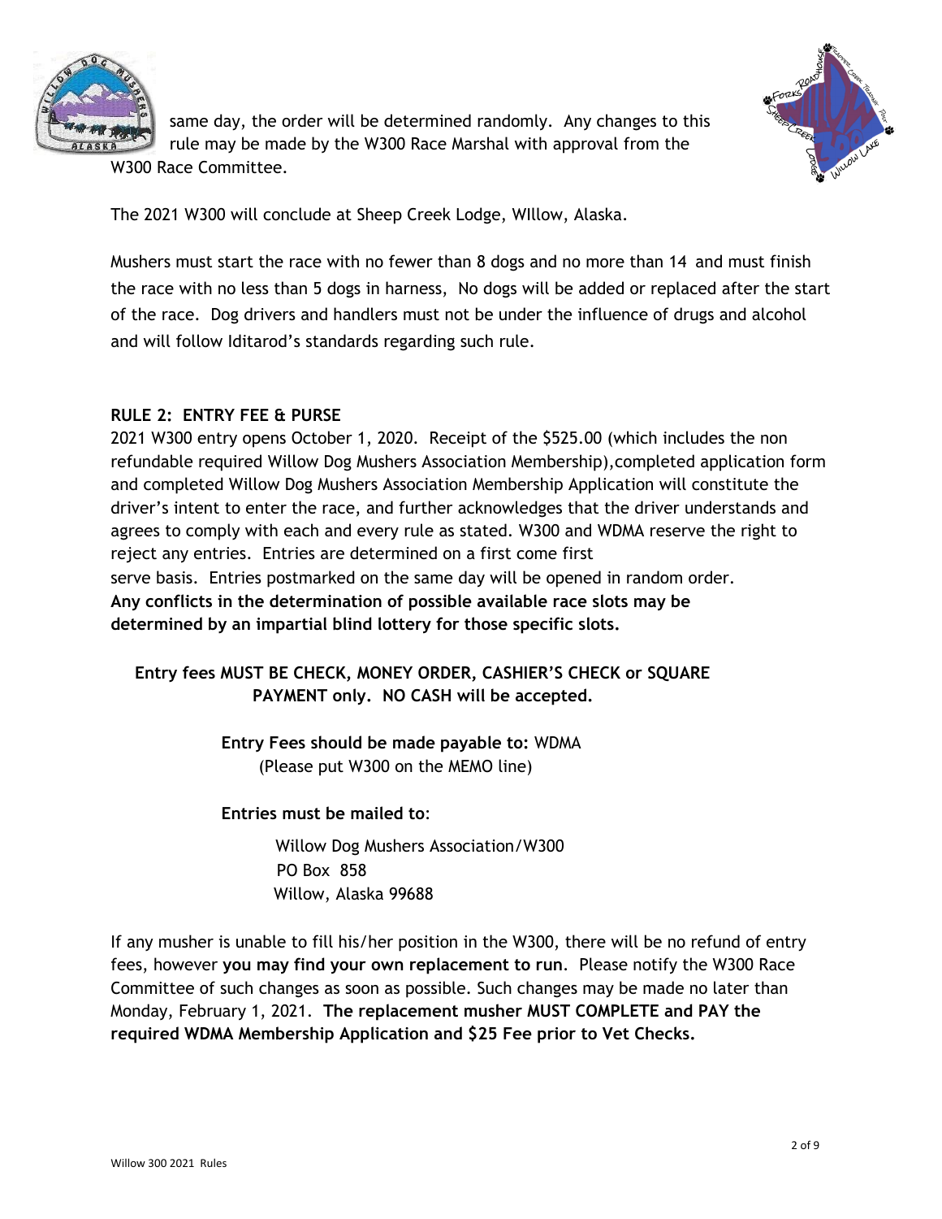same day, the order will be determined randomly. Any changes to this rule may be made by the W300 Race Marshal with approval from the W300 Race Committee.

The 2021 W300 will conclude at Sheep Creek Lodge, WIllow, Alaska.

Mushers must start the race with no fewer than 8 dogs and no more than 14 and must finish the race with no less than 5 dogs in harness, No dogs will be added or replaced after the start of the race. Dog drivers and handlers must not be under the influence of drugs and alcohol and will follow Iditarod's standards regarding such rule.

**RULE 2: ENTRY FEE & PURSE**

2021 W300 entry opens October 1, 2020. Receipt of the $525.00 (which includes the non refundable required Willow Dog Mushers Association Membership),completed application form and completed Willow Dog Mushers Association Membership Application will constitute the driver's intent to enter the race, and further acknowledges that the driver understands and agrees to comply with each and every rule as stated. W300 and WDMA reserve the right to reject any entries. Entries are determined on a first come first serve basis. Entries postmarked on the same day will be opened in random order. **Any conflicts in the determination of possible available race slots may be determined by an impartial blind lottery for those specific slots.**

**Entry fees MUST BE CHECK, MONEY ORDER, CASHIER'S CHECK or SQUARE PAYMENT only. NO CASH will be accepted.**

**Entry Fees should be made payable to:** WDMA
(Please put W300 on the MEMO line)

**Entries must be mailed to**:

Willow Dog Mushers Association/W300
PO Box 858
Willow, Alaska 99688

If any musher is unable to fill his/her position in the W300, there will be no refund of entry fees, however **you may find your own replacement to run**. Please notify the W300 Race Committee of such changes as soon as possible. Such changes may be made no later than Monday, February 1, 2021. **The replacement musher MUST COMPLETE and PAY the required WDMA Membership Application and $25 Fee prior to Vet Checks.**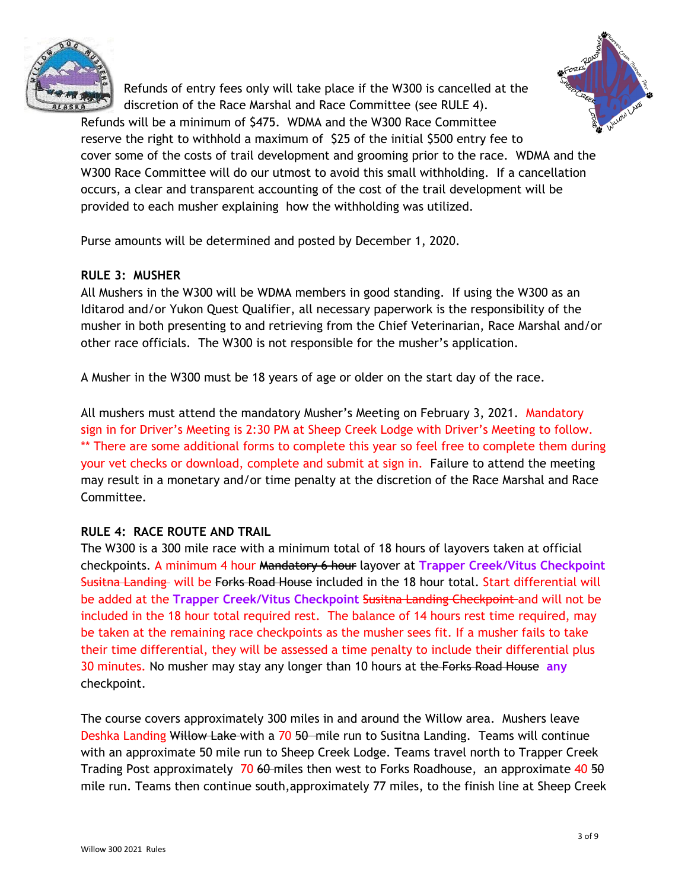Refunds of entry fees only will take place if the W300 is cancelled at the discretion of the Race Marshal and Race Committee (see RULE 4). Refunds will be a minimum of $475. WDMA and the W300 Race Committee reserve the right to withhold a maximum of $25 of the initial $500 entry fee to cover some of the costs of trail development and grooming prior to the race. WDMA and the W300 Race Committee will do our utmost to avoid this small withholding. If a cancellation occurs, a clear and transparent accounting of the cost of the trail development will be provided to each musher explaining how the withholding was utilized.

Purse amounts will be determined and posted by December 1, 2020.

**RULE 3: MUSHER**

All Mushers in the W300 will be WDMA members in good standing. If using the W300 as an Iditarod and/or Yukon Quest Qualifier, all necessary paperwork is the responsibility of the musher in both presenting to and retrieving from the Chief Veterinarian, Race Marshal and/or other race officials. The W300 is not responsible for the musher's application.

A Musher in the W300 must be 18 years of age or older on the start day of the race.

All mushers must attend the mandatory Musher's Meeting on February 3, 2021. Mandatory sign in for Driver's Meeting is 2:30 PM at Sheep Creek Lodge with Driver's Meeting to follow. ** There are some additional forms to complete this year so feel free to complete them during your vet checks or download, complete and submit at sign in. Failure to attend the meeting may result in a monetary and/or time penalty at the discretion of the Race Marshal and Race Committee.

**RULE 4: RACE ROUTE AND TRAIL**

The W300 is a 300 mile race with a minimum total of 18 hours of layovers taken at official checkpoints. A minimum 4 hour ~~Mandatory 6 hour~~ layover at **Trapper Creek/Vitus Checkpoint** ~~Susitna Landing~~ will be ~~Forks Road House~~ included in the 18 hour total. Start differential will be added at the **Trapper Creek/Vitus Checkpoint** ~~Susitna Landing Checkpoint~~ and will not be included in the 18 hour total required rest. The balance of 14 hours rest time required, may be taken at the remaining race checkpoints as the musher sees fit. If a musher fails to take their time differential, they will be assessed a time penalty to include their differential plus 30 minutes. No musher may stay any longer than 10 hours at ~~the Forks Road House~~ **any** checkpoint.

The course covers approximately 300 miles in and around the Willow area. Mushers leave Deshka Landing ~~Willow Lake~~ with a 70 ~~50~~ mile run to Susitna Landing. Teams will continue with an approximate 50 mile run to Sheep Creek Lodge. Teams travel north to Trapper Creek Trading Post approximately 70 ~~60~~ miles then west to Forks Roadhouse, an approximate 40 ~~50~~ mile run. Teams then continue south, approximately 77 miles, to the finish line at Sheep Creek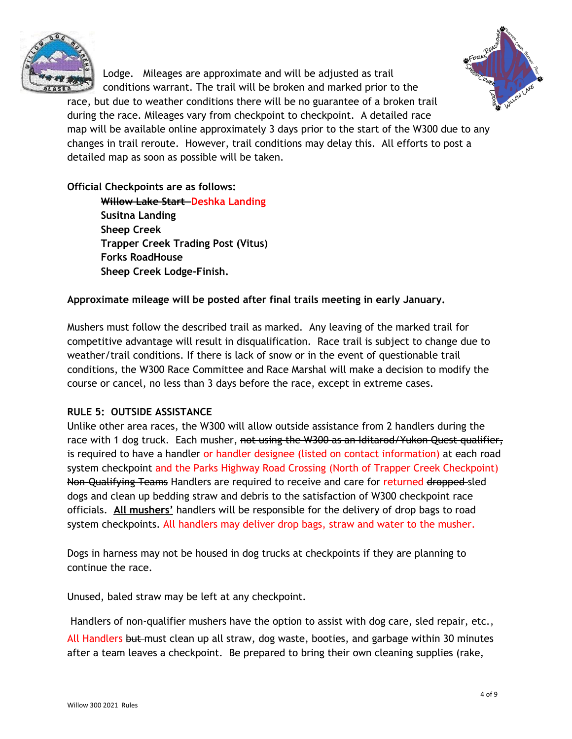Lodge. Mileages are approximate and will be adjusted as trail conditions warrant. The trail will be broken and marked prior to the race, but due to weather conditions there will be no guarantee of a broken trail during the race. Mileages vary from checkpoint to checkpoint. A detailed race map will be available online approximately 3 days prior to the start of the W300 due to any changes in trail reroute. However, trail conditions may delay this. All efforts to post a detailed map as soon as possible will be taken.

**Official Checkpoints are as follows:**

- **~~Willow Lake Start~~ Deshka Landing**
- **Susitna Landing**
- **Sheep Creek**
- **Trapper Creek Trading Post (Vitus)**
- **Forks RoadHouse**
- **Sheep Creek Lodge-Finish.**

**Approximate mileage will be posted after final trails meeting in early January.**

Mushers must follow the described trail as marked. Any leaving of the marked trail for competitive advantage will result in disqualification. Race trail is subject to change due to weather/trail conditions. If there is lack of snow or in the event of questionable trail conditions, the W300 Race Committee and Race Marshal will make a decision to modify the course or cancel, no less than 3 days before the race, except in extreme cases.

## RULE 5: OUTSIDE ASSISTANCE

Unlike other area races, the W300 will allow outside assistance from 2 handlers during the race with 1 dog truck. Each musher, ~~not using the W300 as an Iditarod/Yukon Quest qualifier,~~ is required to have a handler or handler designee (listed on contact information) at each road system checkpoint and the Parks Highway Road Crossing (North of Trapper Creek Checkpoint) ~~Non-Qualifying Teams~~ Handlers are required to receive and care for returned ~~dropped~~ sled dogs and clean up bedding straw and debris to the satisfaction of W300 checkpoint race officials. **<u>All mushers'</u>** handlers will be responsible for the delivery of drop bags to road system checkpoints. All handlers may deliver drop bags, straw and water to the musher.

Dogs in harness may not be housed in dog trucks at checkpoints if they are planning to continue the race.

Unused, baled straw may be left at any checkpoint.

Handlers of non-qualifier mushers have the option to assist with dog care, sled repair, etc., All Handlers ~~but~~ must clean up all straw, dog waste, booties, and garbage within 30 minutes after a team leaves a checkpoint. Be prepared to bring their own cleaning supplies (rake,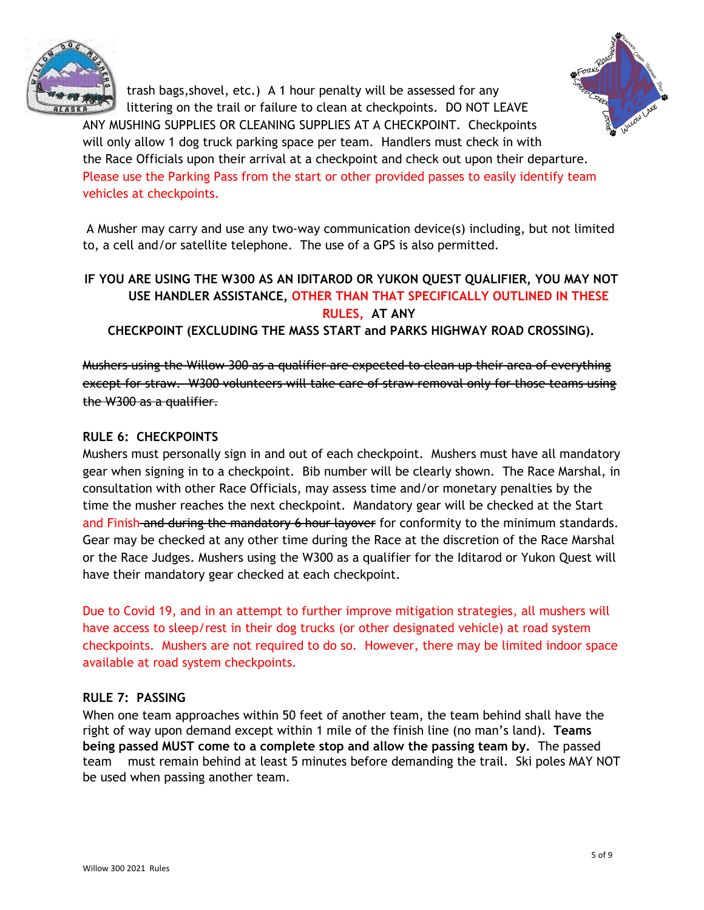trash bags,shovel, etc.) A 1 hour penalty will be assessed for any littering on the trail or failure to clean at checkpoints. DO NOT LEAVE ANY MUSHING SUPPLIES OR CLEANING SUPPLIES AT A CHECKPOINT. Checkpoints will only allow 1 dog truck parking space per team. Handlers must check in with the Race Officials upon their arrival at a checkpoint and check out upon their departure. Please use the Parking Pass from the start or other provided passes to easily identify team vehicles at checkpoints.

A Musher may carry and use any two-way communication device(s) including, but not limited to, a cell and/or satellite telephone. The use of a GPS is also permitted.

**IF YOU ARE USING THE W300 AS AN IDITAROD OR YUKON QUEST QUALIFIER, YOU MAY NOT USE HANDLER ASSISTANCE, OTHER THAN THAT SPECIFICALLY OUTLINED IN THESE RULES, AT ANY CHECKPOINT (EXCLUDING THE MASS START and PARKS HIGHWAY ROAD CROSSING).**

~~Mushers using the Willow 300 as a qualifier are expected to clean up their area of everything except for straw. W300 volunteers will take care of straw removal only for those teams using the W300 as a qualifier.~~

**RULE 6: CHECKPOINTS**

Mushers must personally sign in and out of each checkpoint. Mushers must have all mandatory gear when signing in to a checkpoint. Bib number will be clearly shown. The Race Marshal, in consultation with other Race Officials, may assess time and/or monetary penalties by the time the musher reaches the next checkpoint. Mandatory gear will be checked at the Start and Finish ~~and during the mandatory 6 hour layover~~ for conformity to the minimum standards. Gear may be checked at any other time during the Race at the discretion of the Race Marshal or the Race Judges. Mushers using the W300 as a qualifier for the Iditarod or Yukon Quest will have their mandatory gear checked at each checkpoint.

Due to Covid 19, and in an attempt to further improve mitigation strategies, all mushers will have access to sleep/rest in their dog trucks (or other designated vehicle) at road system checkpoints. Mushers are not required to do so. However, there may be limited indoor space available at road system checkpoints.

**RULE 7: PASSING**

When one team approaches within 50 feet of another team, the team behind shall have the right of way upon demand except within 1 mile of the finish line (no man's land). **Teams being passed MUST come to a complete stop and allow the passing team by.** The passed team must remain behind at least 5 minutes before demanding the trail. Ski poles MAY NOT be used when passing another team.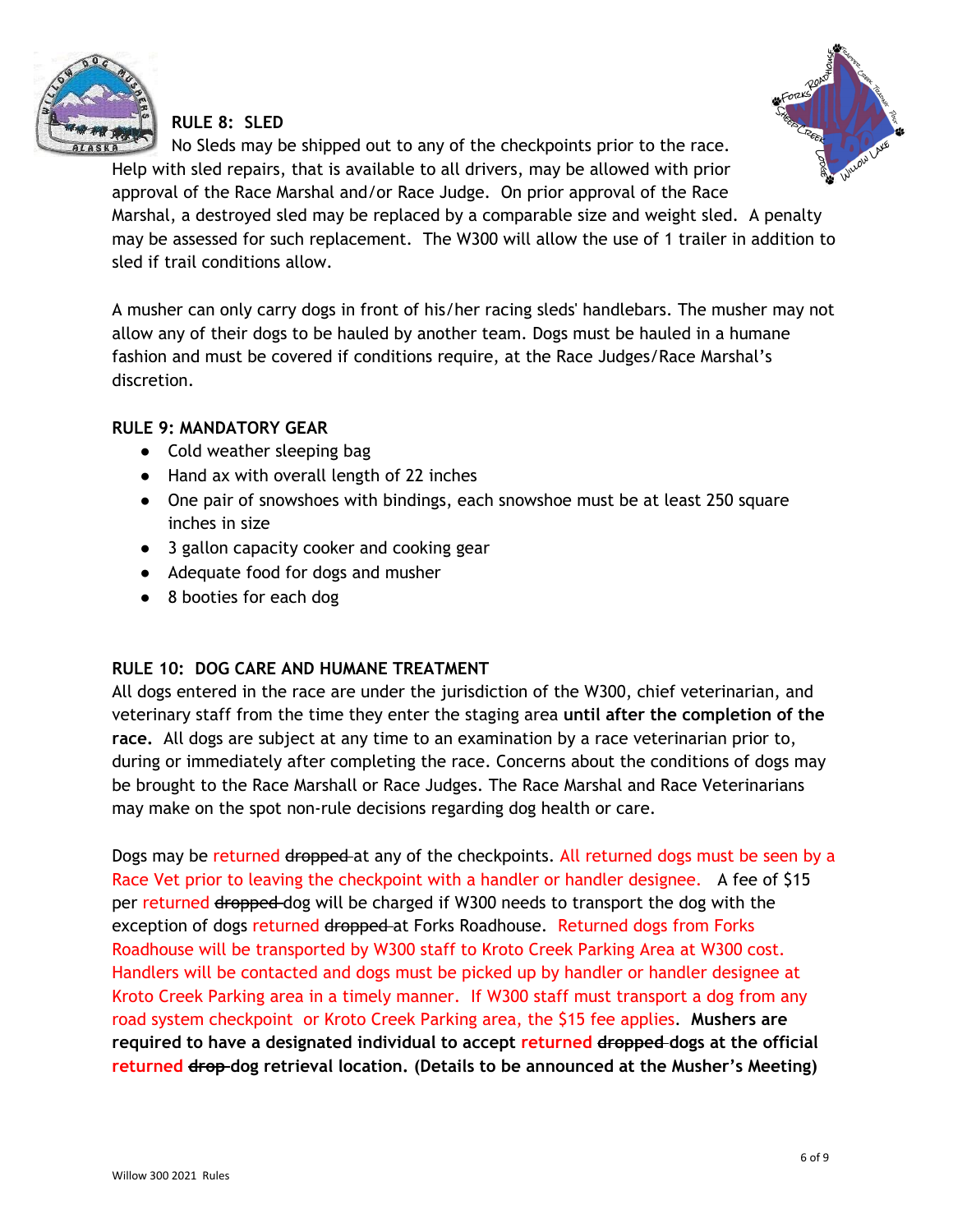## RULE 8: SLED

No Sleds may be shipped out to any of the checkpoints prior to the race. Help with sled repairs, that is available to all drivers, may be allowed with prior approval of the Race Marshal and/or Race Judge. On prior approval of the Race Marshal, a destroyed sled may be replaced by a comparable size and weight sled. A penalty may be assessed for such replacement. The W300 will allow the use of 1 trailer in addition to sled if trail conditions allow.

A musher can only carry dogs in front of his/her racing sleds' handlebars. The musher may not allow any of their dogs to be hauled by another team. Dogs must be hauled in a humane fashion and must be covered if conditions require, at the Race Judges/Race Marshal's discretion.

## RULE 9: MANDATORY GEAR

- Cold weather sleeping bag
- Hand ax with overall length of 22 inches
- One pair of snowshoes with bindings, each snowshoe must be at least 250 square inches in size
- 3 gallon capacity cooker and cooking gear
- Adequate food for dogs and musher
- 8 booties for each dog

## RULE 10: DOG CARE AND HUMANE TREATMENT

All dogs entered in the race are under the jurisdiction of the W300, chief veterinarian, and veterinary staff from the time they enter the staging area **until after the completion of the race.** All dogs are subject at any time to an examination by a race veterinarian prior to, during or immediately after completing the race. Concerns about the conditions of dogs may be brought to the Race Marshall or Race Judges. The Race Marshal and Race Veterinarians may make on the spot non-rule decisions regarding dog health or care.

Dogs may be returned ~~dropped~~ at any of the checkpoints. All returned dogs must be seen by a Race Vet prior to leaving the checkpoint with a handler or handler designee. A fee of $15 per returned ~~dropped~~ dog will be charged if W300 needs to transport the dog with the exception of dogs returned ~~dropped~~ at Forks Roadhouse. Returned dogs from Forks Roadhouse will be transported by W300 staff to Kroto Creek Parking Area at W300 cost. Handlers will be contacted and dogs must be picked up by handler or handler designee at Kroto Creek Parking area in a timely manner. If W300 staff must transport a dog from any road system checkpoint or Kroto Creek Parking area, the $15 fee applies. **Mushers are required to have a designated individual to accept returned ~~dropped~~ dogs at the official returned ~~drop~~ dog retrieval location. (Details to be announced at the Musher's Meeting)**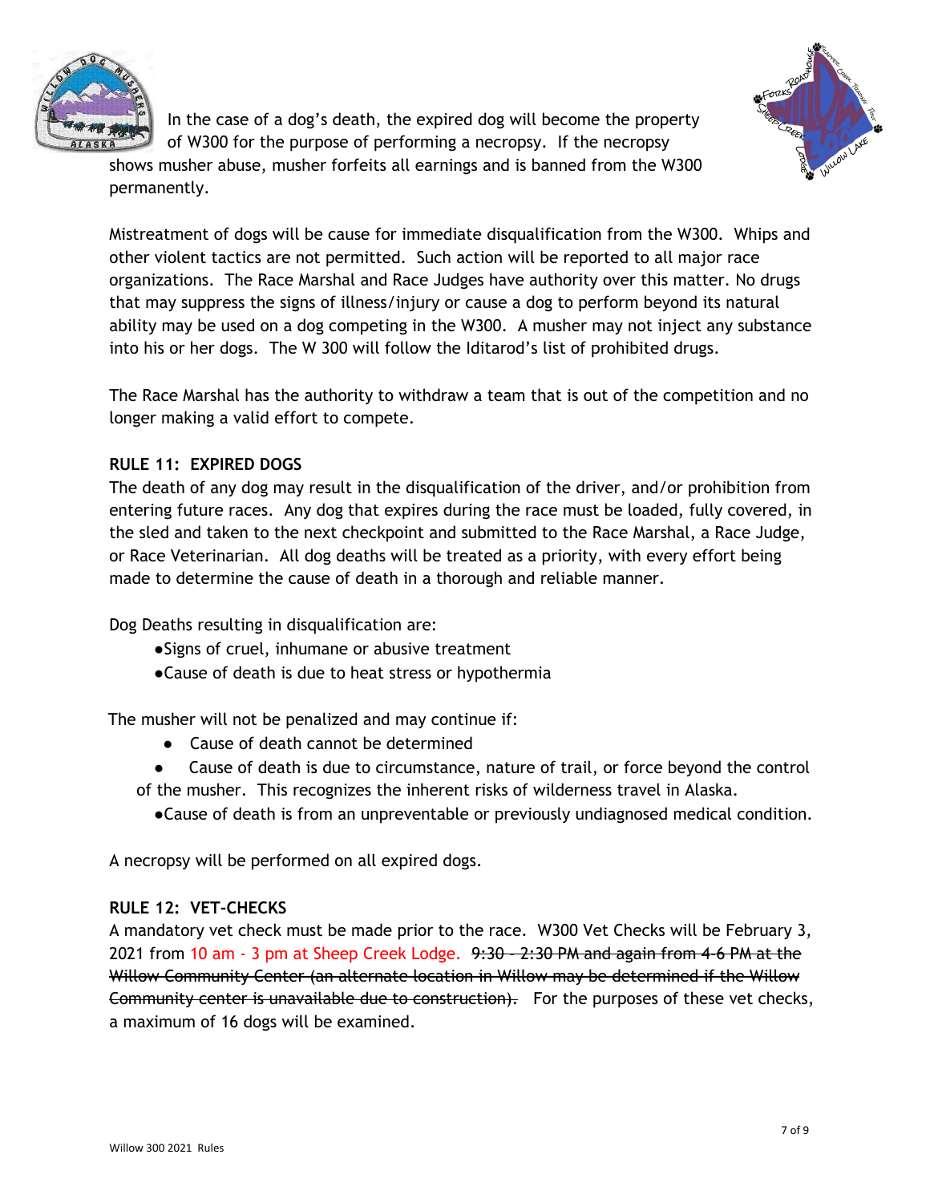In the case of a dog's death, the expired dog will become the property of W300 for the purpose of performing a necropsy. If the necropsy shows musher abuse, musher forfeits all earnings and is banned from the W300 permanently.

Mistreatment of dogs will be cause for immediate disqualification from the W300. Whips and other violent tactics are not permitted. Such action will be reported to all major race organizations. The Race Marshal and Race Judges have authority over this matter. No drugs that may suppress the signs of illness/injury or cause a dog to perform beyond its natural ability may be used on a dog competing in the W300. A musher may not inject any substance into his or her dogs. The W 300 will follow the Iditarod's list of prohibited drugs.

The Race Marshal has the authority to withdraw a team that is out of the competition and no longer making a valid effort to compete.

### RULE 11: EXPIRED DOGS

The death of any dog may result in the disqualification of the driver, and/or prohibition from entering future races. Any dog that expires during the race must be loaded, fully covered, in the sled and taken to the next checkpoint and submitted to the Race Marshal, a Race Judge, or Race Veterinarian. All dog deaths will be treated as a priority, with every effort being made to determine the cause of death in a thorough and reliable manner.

Dog Deaths resulting in disqualification are:

- Signs of cruel, inhumane or abusive treatment
- Cause of death is due to heat stress or hypothermia

The musher will not be penalized and may continue if:

- Cause of death cannot be determined
- Cause of death is due to circumstance, nature of trail, or force beyond the control of the musher. This recognizes the inherent risks of wilderness travel in Alaska.
- Cause of death is from an unpreventable or previously undiagnosed medical condition.

A necropsy will be performed on all expired dogs.

### RULE 12: VET-CHECKS

A mandatory vet check must be made prior to the race. W300 Vet Checks will be February 3, 2021 from 10 am - 3 pm at Sheep Creek Lodge. ~~9:30 - 2:30 PM and again from 4-6 PM at the Willow Community Center (an alternate location in Willow may be determined if the Willow Community center is unavailable due to construction).~~ For the purposes of these vet checks, a maximum of 16 dogs will be examined.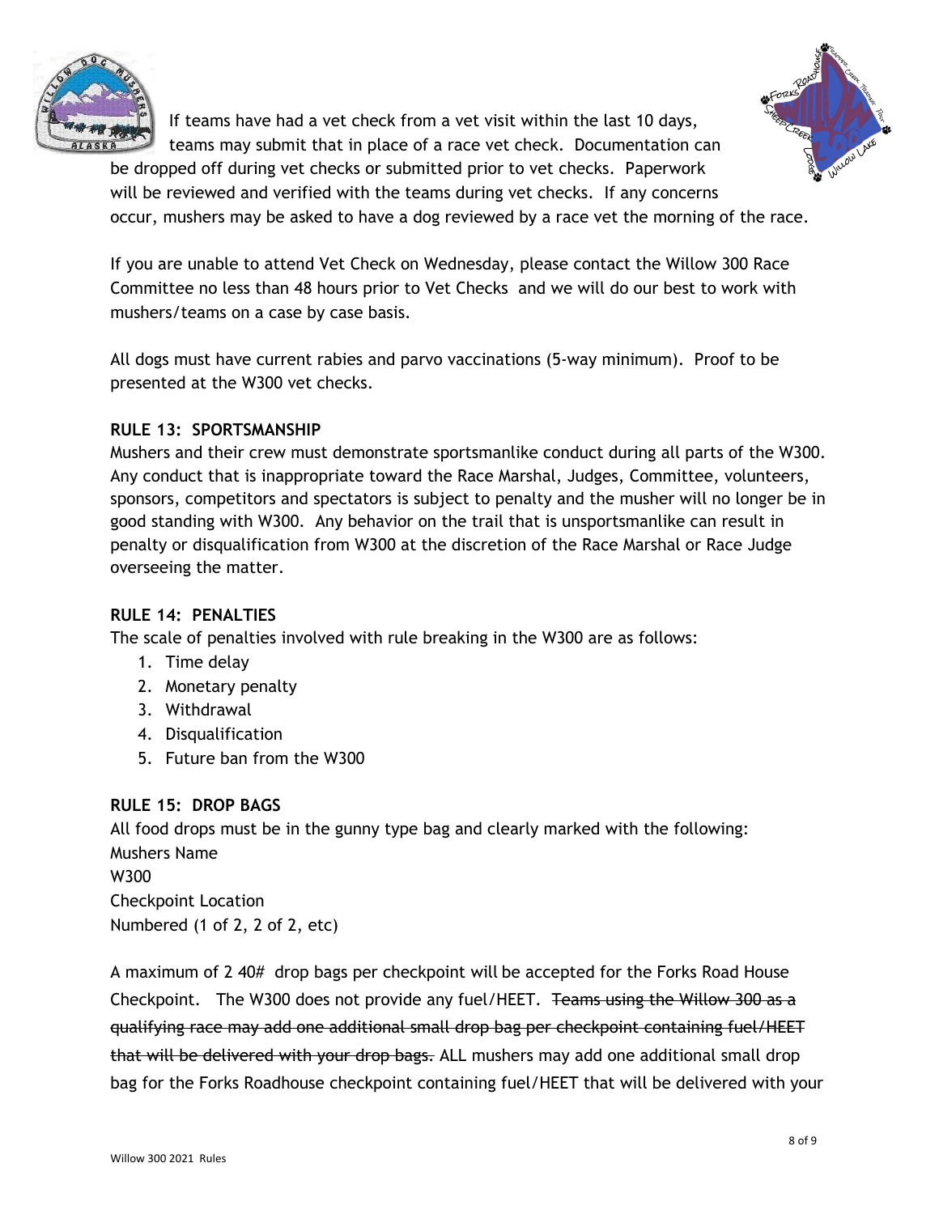If teams have had a vet check from a vet visit within the last 10 days, teams may submit that in place of a race vet check. Documentation can be dropped off during vet checks or submitted prior to vet checks. Paperwork will be reviewed and verified with the teams during vet checks. If any concerns occur, mushers may be asked to have a dog reviewed by a race vet the morning of the race.

If you are unable to attend Vet Check on Wednesday, please contact the Willow 300 Race Committee no less than 48 hours prior to Vet Checks and we will do our best to work with mushers/teams on a case by case basis.

All dogs must have current rabies and parvo vaccinations (5-way minimum). Proof to be presented at the W300 vet checks.

**RULE 13: SPORTSMANSHIP**

Mushers and their crew must demonstrate sportsmanlike conduct during all parts of the W300. Any conduct that is inappropriate toward the Race Marshal, Judges, Committee, volunteers, sponsors, competitors and spectators is subject to penalty and the musher will no longer be in good standing with W300. Any behavior on the trail that is unsportsmanlike can result in penalty or disqualification from W300 at the discretion of the Race Marshal or Race Judge overseeing the matter.

**RULE 14: PENALTIES**

The scale of penalties involved with rule breaking in the W300 are as follows:

1. Time delay
2. Monetary penalty
3. Withdrawal
4. Disqualification
5. Future ban from the W300

**RULE 15: DROP BAGS**

All food drops must be in the gunny type bag and clearly marked with the following:
Mushers Name
W300
Checkpoint Location
Numbered (1 of 2, 2 of 2, etc)

A maximum of 2 40# drop bags per checkpoint will be accepted for the Forks Road House Checkpoint. The W300 does not provide any fuel/HEET. ~~Teams using the Willow 300 as a qualifying race may add one additional small drop bag per checkpoint containing fuel/HEET that will be delivered with your drop bags.~~ ALL mushers may add one additional small drop bag for the Forks Roadhouse checkpoint containing fuel/HEET that will be delivered with your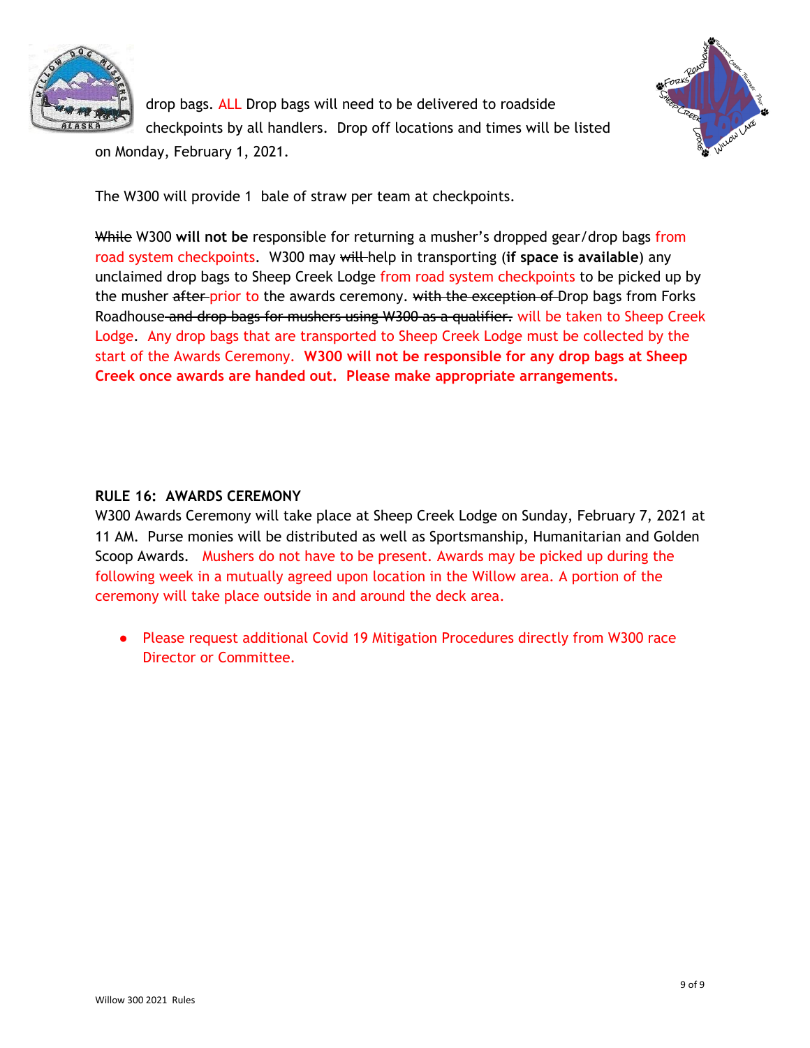drop bags. ALL Drop bags will need to be delivered to roadside checkpoints by all handlers. Drop off locations and times will be listed on Monday, February 1, 2021.

The W300 will provide 1 bale of straw per team at checkpoints.

~~While~~ W300 **will not be** responsible for returning a musher's dropped gear/drop bags from road system checkpoints. W300 may ~~will~~ help in transporting (**if space is available**) any unclaimed drop bags to Sheep Creek Lodge from road system checkpoints to be picked up by the musher ~~after~~ prior to the awards ceremony. ~~with the exception of~~ Drop bags from Forks Roadhouse ~~and drop bags for mushers using W300 as a qualifier.~~ will be taken to Sheep Creek Lodge. Any drop bags that are transported to Sheep Creek Lodge must be collected by the start of the Awards Ceremony. **W300 will not be responsible for any drop bags at Sheep Creek once awards are handed out. Please make appropriate arrangements.**

**RULE 16: AWARDS CEREMONY**

W300 Awards Ceremony will take place at Sheep Creek Lodge on Sunday, February 7, 2021 at 11 AM. Purse monies will be distributed as well as Sportsmanship, Humanitarian and Golden Scoop Awards. Mushers do not have to be present. Awards may be picked up during the following week in a mutually agreed upon location in the Willow area. A portion of the ceremony will take place outside in and around the deck area.

- Please request additional Covid 19 Mitigation Procedures directly from W300 race Director or Committee.